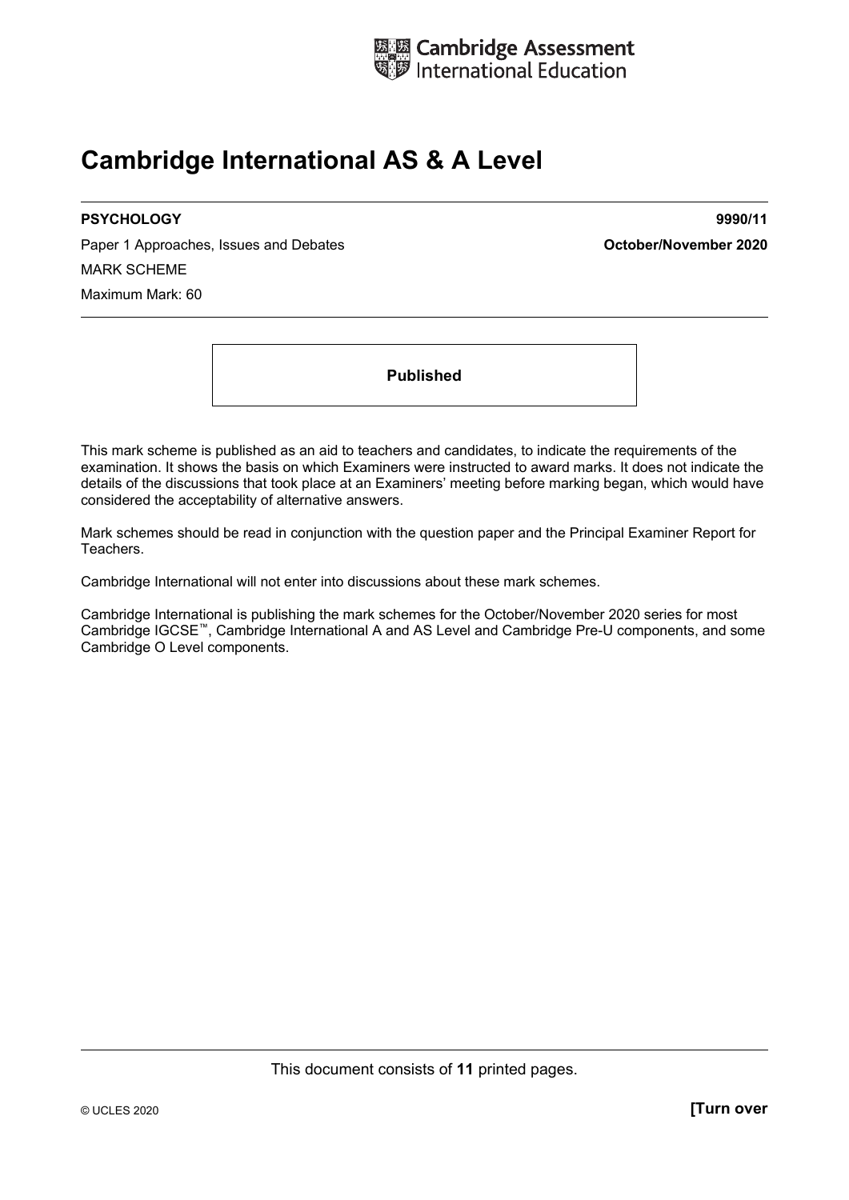Cambridge Assessment International Education

# Cambridge International AS & A Level

**PSYCHOLOGY** **9990/11**

Paper 1 Approaches, Issues and Debates **October/November 2020**

MARK SCHEME

Maximum Mark: 60

**Published**

This mark scheme is published as an aid to teachers and candidates, to indicate the requirements of the examination. It shows the basis on which Examiners were instructed to award marks. It does not indicate the details of the discussions that took place at an Examiners' meeting before marking began, which would have considered the acceptability of alternative answers.

Mark schemes should be read in conjunction with the question paper and the Principal Examiner Report for Teachers.

Cambridge International will not enter into discussions about these mark schemes.

Cambridge International is publishing the mark schemes for the October/November 2020 series for most Cambridge IGCSE™, Cambridge International A and AS Level and Cambridge Pre-U components, and some Cambridge O Level components.

This document consists of **11** printed pages.

© UCLES 2020 **[Turn over**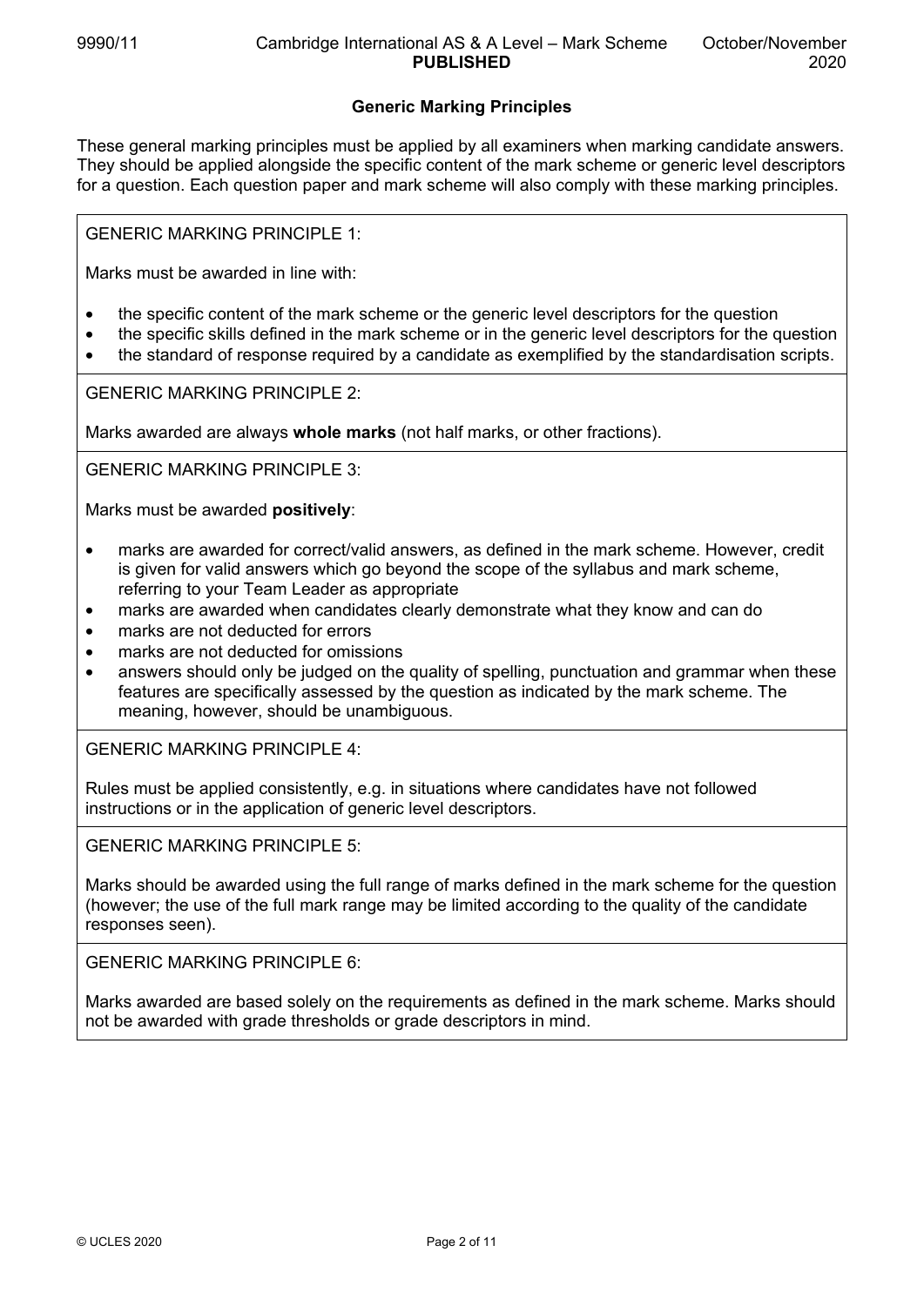## Generic Marking Principles

These general marking principles must be applied by all examiners when marking candidate answers. They should be applied alongside the specific content of the mark scheme or generic level descriptors for a question. Each question paper and mark scheme will also comply with these marking principles.

GENERIC MARKING PRINCIPLE 1:

Marks must be awarded in line with:

- the specific content of the mark scheme or the generic level descriptors for the question
- the specific skills defined in the mark scheme or in the generic level descriptors for the question
- the standard of response required by a candidate as exemplified by the standardisation scripts.

GENERIC MARKING PRINCIPLE 2:

Marks awarded are always **whole marks** (not half marks, or other fractions).

GENERIC MARKING PRINCIPLE 3:

Marks must be awarded **positively**:

- marks are awarded for correct/valid answers, as defined in the mark scheme. However, credit is given for valid answers which go beyond the scope of the syllabus and mark scheme, referring to your Team Leader as appropriate
- marks are awarded when candidates clearly demonstrate what they know and can do
- marks are not deducted for errors
- marks are not deducted for omissions
- answers should only be judged on the quality of spelling, punctuation and grammar when these features are specifically assessed by the question as indicated by the mark scheme. The meaning, however, should be unambiguous.

GENERIC MARKING PRINCIPLE 4:

Rules must be applied consistently, e.g. in situations where candidates have not followed instructions or in the application of generic level descriptors.

GENERIC MARKING PRINCIPLE 5:

Marks should be awarded using the full range of marks defined in the mark scheme for the question (however; the use of the full mark range may be limited according to the quality of the candidate responses seen).

GENERIC MARKING PRINCIPLE 6:

Marks awarded are based solely on the requirements as defined in the mark scheme. Marks should not be awarded with grade thresholds or grade descriptors in mind.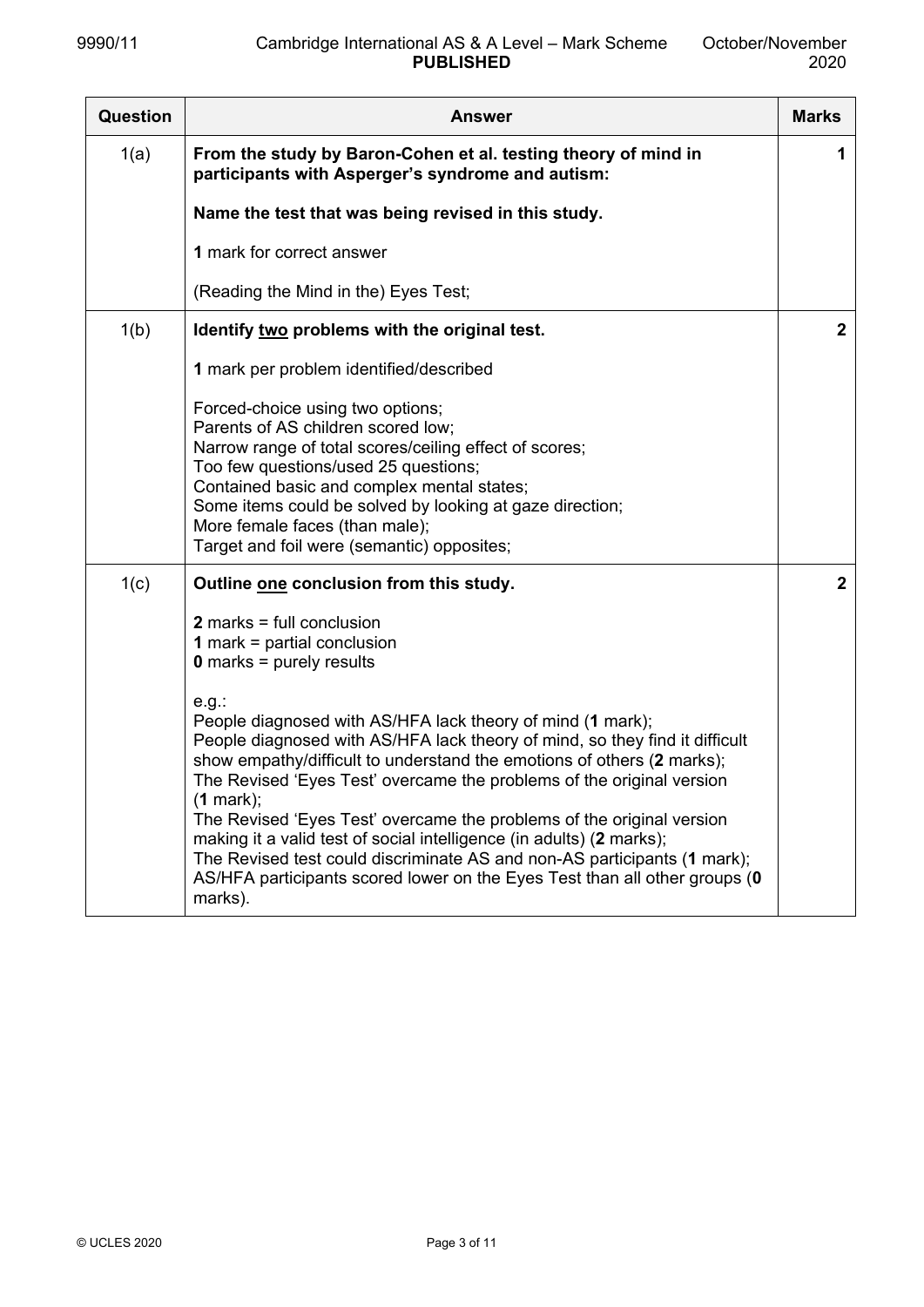| Question | Answer | Marks |
|---|---|---|
| 1(a) | **From the study by Baron-Cohen et al. testing theory of mind in participants with Asperger's syndrome and autism:**<br><br>**Name the test that was being revised in this study.**<br><br>**1** mark for correct answer<br><br>(Reading the Mind in the) Eyes Test; | 1 |
| 1(b) | **Identify two problems with the original test.**<br><br>**1** mark per problem identified/described<br><br>Forced-choice using two options;<br>Parents of AS children scored low;<br>Narrow range of total scores/ceiling effect of scores;<br>Too few questions/used 25 questions;<br>Contained basic and complex mental states;<br>Some items could be solved by looking at gaze direction;<br>More female faces (than male);<br>Target and foil were (semantic) opposites; | 2 |
| 1(c) | **Outline one conclusion from this study.**<br><br>**2** marks = full conclusion<br>**1** mark = partial conclusion<br>**0** marks = purely results<br><br>e.g.:<br>People diagnosed with AS/HFA lack theory of mind (**1** mark);<br>People diagnosed with AS/HFA lack theory of mind, so they find it difficult show empathy/difficult to understand the emotions of others (**2** marks);<br>The Revised 'Eyes Test' overcame the problems of the original version (**1** mark);<br>The Revised 'Eyes Test' overcame the problems of the original version making it a valid test of social intelligence (in adults) (**2** marks);<br>The Revised test could discriminate AS and non-AS participants (**1** mark);<br>AS/HFA participants scored lower on the Eyes Test than all other groups (**0** marks). | 2 |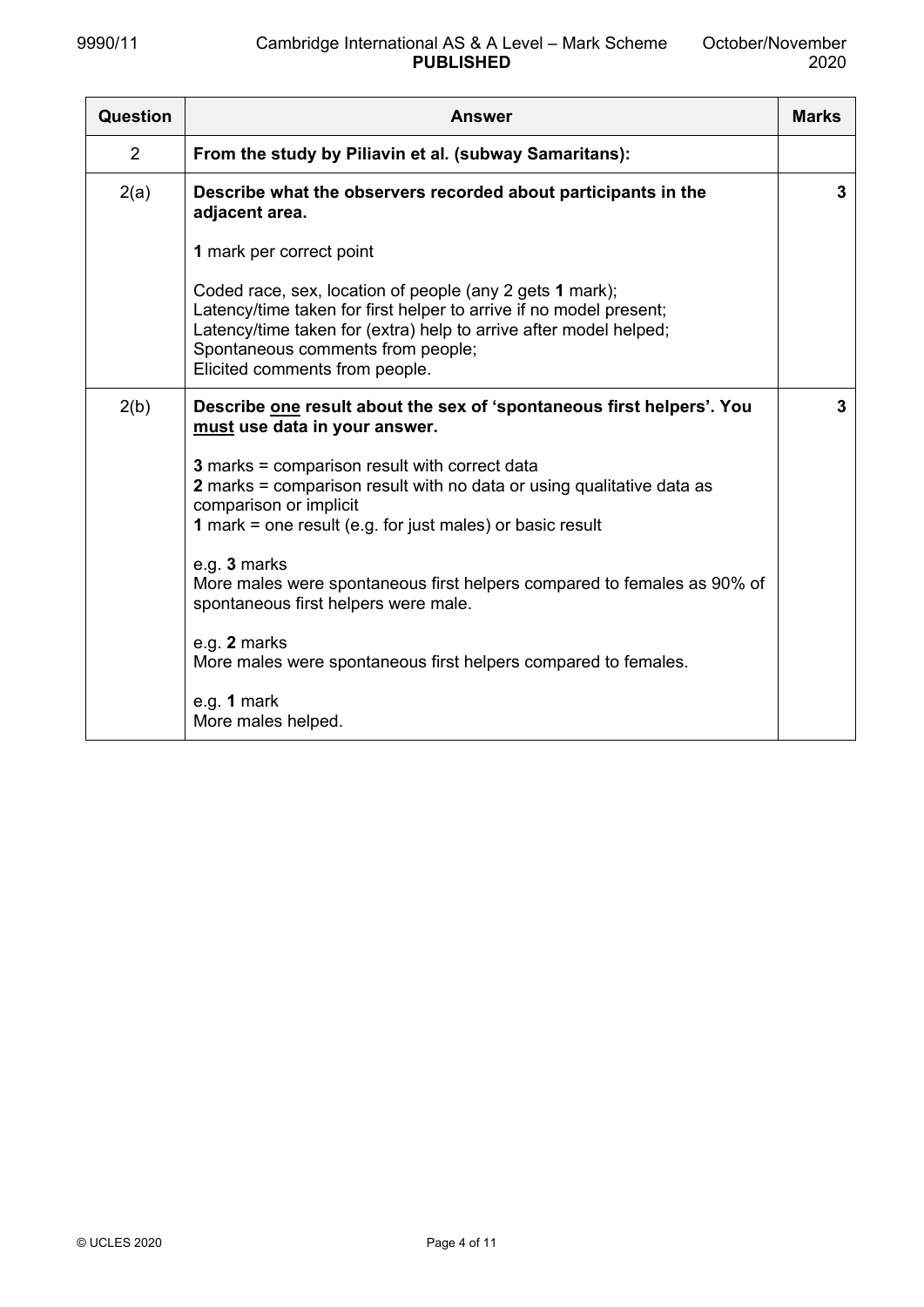| Question | Answer | Marks |
| --- | --- | --- |
| 2 | **From the study by Piliavin et al. (subway Samaritans):** | |
| 2(a) | **Describe what the observers recorded about participants in the adjacent area.**<br><br>**1** mark per correct point<br><br>Coded race, sex, location of people (any 2 gets **1** mark);<br>Latency/time taken for first helper to arrive if no model present;<br>Latency/time taken for (extra) help to arrive after model helped;<br>Spontaneous comments from people;<br>Elicited comments from people. | **3** |
| 2(b) | **Describe <u>one</u> result about the sex of 'spontaneous first helpers'. You <u>must</u> use data in your answer.**<br><br>**3** marks = comparison result with correct data<br>**2** marks = comparison result with no data or using qualitative data as comparison or implicit<br>**1** mark = one result (e.g. for just males) or basic result<br><br>e.g. **3** marks<br>More males were spontaneous first helpers compared to females as 90% of spontaneous first helpers were male.<br><br>e.g. **2** marks<br>More males were spontaneous first helpers compared to females.<br><br>e.g. **1** mark<br>More males helped. | **3** |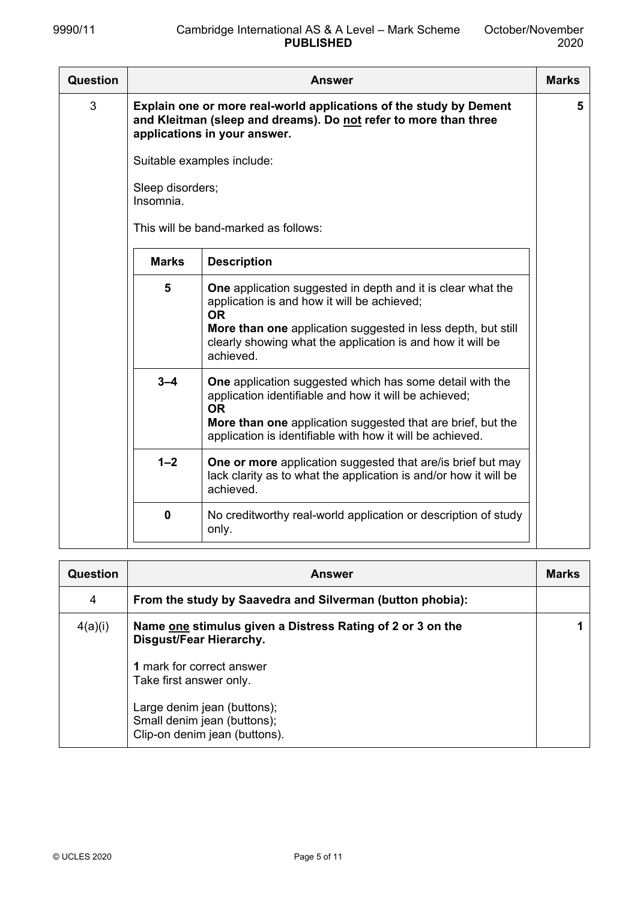| Question | Answer | Marks |
|---|---|---|
| 3 | **Explain one or more real-world applications of the study by Dement and Kleitman (sleep and dreams). Do not refer to more than three applications in your answer.**<br><br>Suitable examples include:<br><br>Sleep disorders;<br>Insomnia.<br><br>This will be band-marked as follows: | **5** |

| Marks | Description |
|---|---|
| **5** | **One** application suggested in depth and it is clear what the application is and how it will be achieved;<br>**OR**<br>**More than one** application suggested in less depth, but still clearly showing what the application is and how it will be achieved. |
| **3–4** | **One** application suggested which has some detail with the application identifiable and how it will be achieved;<br>**OR**<br>**More than one** application suggested that are brief, but the application is identifiable with how it will be achieved. |
| **1–2** | **One or more** application suggested that are/is brief but may lack clarity as to what the application is and/or how it will be achieved. |
| **0** | No creditworthy real-world application or description of study only. |

| Question | Answer | Marks |
|---|---|---|
| 4 | **From the study by Saavedra and Silverman (button phobia):** | |
| 4(a)(i) | **Name one stimulus given a Distress Rating of 2 or 3 on the Disgust/Fear Hierarchy.**<br><br>**1** mark for correct answer<br>Take first answer only.<br><br>Large denim jean (buttons);<br>Small denim jean (buttons);<br>Clip-on denim jean (buttons). | **1** |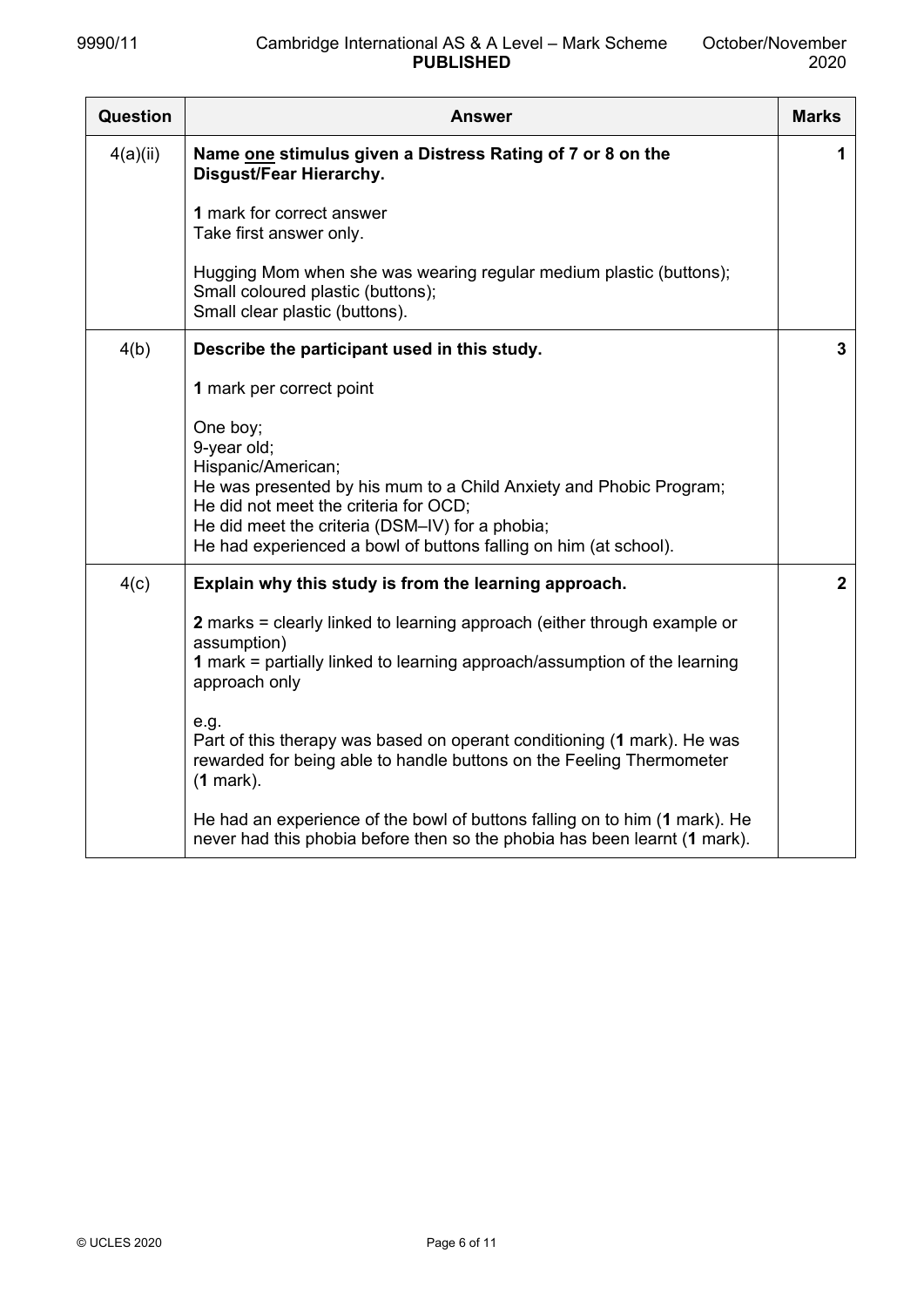| Question | Answer | Marks |
|---|---|---|
| 4(a)(ii) | **Name <u>one</u> stimulus given a Distress Rating of 7 or 8 on the Disgust/Fear Hierarchy.**<br><br>**1** mark for correct answer<br>Take first answer only.<br><br>Hugging Mom when she was wearing regular medium plastic (buttons);<br>Small coloured plastic (buttons);<br>Small clear plastic (buttons). | 1 |
| 4(b) | **Describe the participant used in this study.**<br><br>**1** mark per correct point<br><br>One boy;<br>9-year old;<br>Hispanic/American;<br>He was presented by his mum to a Child Anxiety and Phobic Program;<br>He did not meet the criteria for OCD;<br>He did meet the criteria (DSM–IV) for a phobia;<br>He had experienced a bowl of buttons falling on him (at school). | 3 |
| 4(c) | **Explain why this study is from the learning approach.**<br><br>**2** marks = clearly linked to learning approach (either through example or assumption)<br>**1** mark = partially linked to learning approach/assumption of the learning approach only<br><br>e.g.<br>Part of this therapy was based on operant conditioning (**1** mark). He was rewarded for being able to handle buttons on the Feeling Thermometer (**1** mark).<br><br>He had an experience of the bowl of buttons falling on to him (**1** mark). He never had this phobia before then so the phobia has been learnt (**1** mark). | 2 |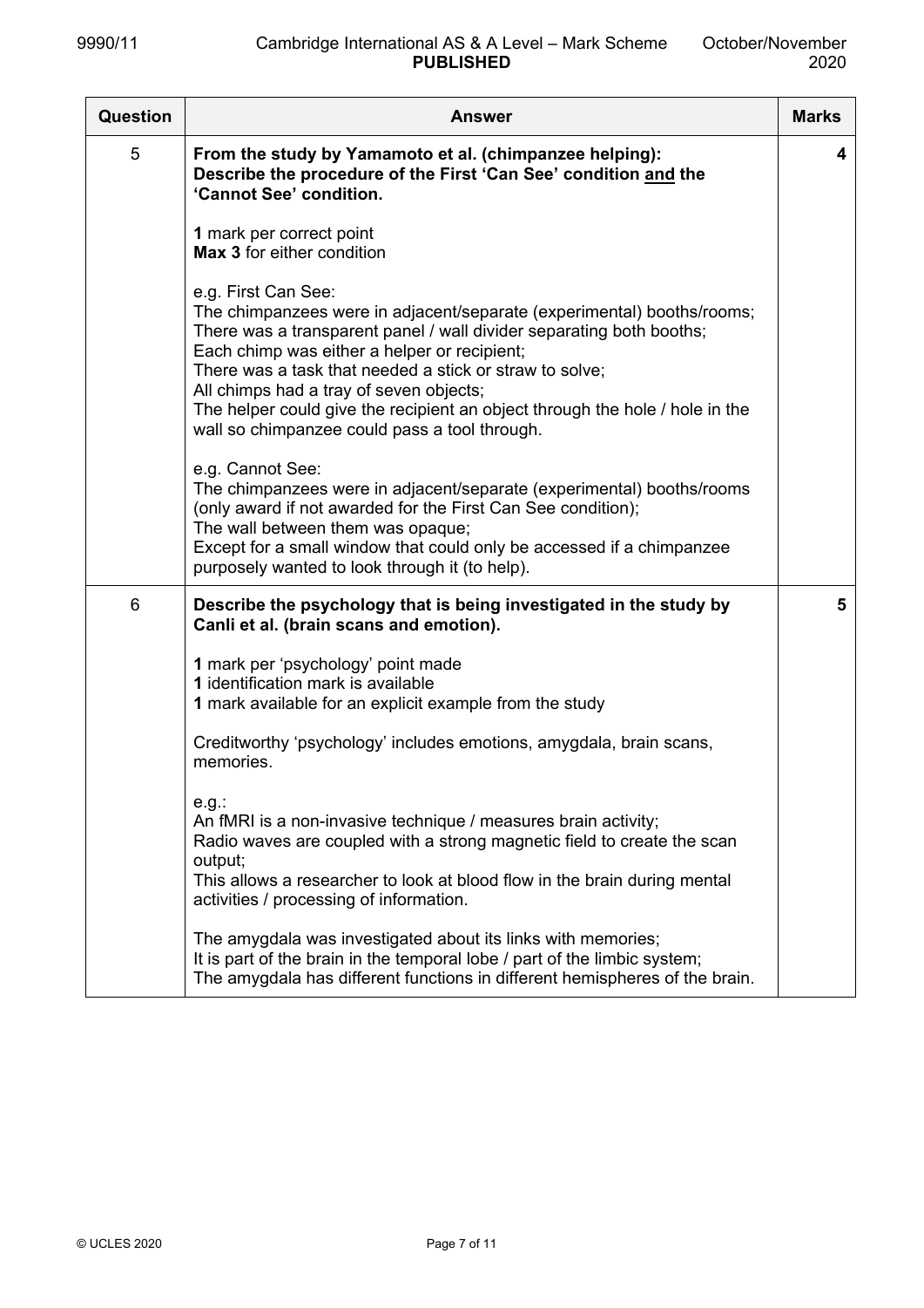| Question | Answer | Marks |
|---|---|---|
| 5 | **From the study by Yamamoto et al. (chimpanzee helping): Describe the procedure of the First 'Can See' condition and the 'Cannot See' condition.**<br><br>**1** mark per correct point<br>**Max 3** for either condition<br><br>e.g. First Can See:<br>The chimpanzees were in adjacent/separate (experimental) booths/rooms;<br>There was a transparent panel / wall divider separating both booths;<br>Each chimp was either a helper or recipient;<br>There was a task that needed a stick or straw to solve;<br>All chimps had a tray of seven objects;<br>The helper could give the recipient an object through the hole / hole in the wall so chimpanzee could pass a tool through.<br><br>e.g. Cannot See:<br>The chimpanzees were in adjacent/separate (experimental) booths/rooms (only award if not awarded for the First Can See condition);<br>The wall between them was opaque;<br>Except for a small window that could only be accessed if a chimpanzee purposely wanted to look through it (to help). | **4** |
| 6 | **Describe the psychology that is being investigated in the study by Canli et al. (brain scans and emotion).**<br><br>**1** mark per 'psychology' point made<br>**1** identification mark is available<br>**1** mark available for an explicit example from the study<br><br>Creditworthy 'psychology' includes emotions, amygdala, brain scans, memories.<br><br>e.g.:<br>An fMRI is a non-invasive technique / measures brain activity;<br>Radio waves are coupled with a strong magnetic field to create the scan output;<br>This allows a researcher to look at blood flow in the brain during mental activities / processing of information.<br><br>The amygdala was investigated about its links with memories;<br>It is part of the brain in the temporal lobe / part of the limbic system;<br>The amygdala has different functions in different hemispheres of the brain. | **5** |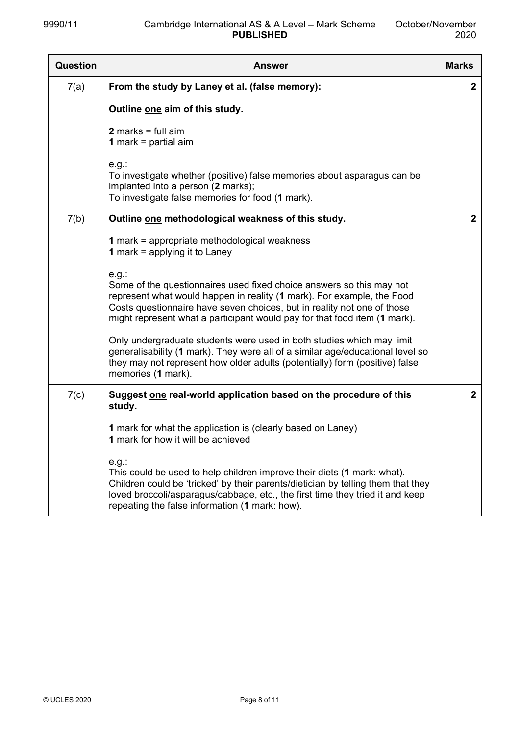| Question | Answer | Marks |
|---|---|---|
| 7(a) | **From the study by Laney et al. (false memory):**<br><br>**Outline <u>one</u> aim of this study.**<br><br>**2** marks = full aim<br>**1** mark = partial aim<br><br>e.g.:<br>To investigate whether (positive) false memories about asparagus can be implanted into a person (**2** marks);<br>To investigate false memories for food (**1** mark). | **2** |
| 7(b) | **Outline <u>one</u> methodological weakness of this study.**<br><br>**1** mark = appropriate methodological weakness<br>**1** mark = applying it to Laney<br><br>e.g.:<br>Some of the questionnaires used fixed choice answers so this may not represent what would happen in reality (**1** mark). For example, the Food Costs questionnaire have seven choices, but in reality not one of those might represent what a participant would pay for that food item (**1** mark).<br><br>Only undergraduate students were used in both studies which may limit generalisability (**1** mark). They were all of a similar age/educational level so they may not represent how older adults (potentially) form (positive) false memories (**1** mark). | **2** |
| 7(c) | **Suggest <u>one</u> real-world application based on the procedure of this study.**<br><br>**1** mark for what the application is (clearly based on Laney)<br>**1** mark for how it will be achieved<br><br>e.g.:<br>This could be used to help children improve their diets (**1** mark: what). Children could be 'tricked' by their parents/dietician by telling them that they loved broccoli/asparagus/cabbage, etc., the first time they tried it and keep repeating the false information (**1** mark: how). | **2** |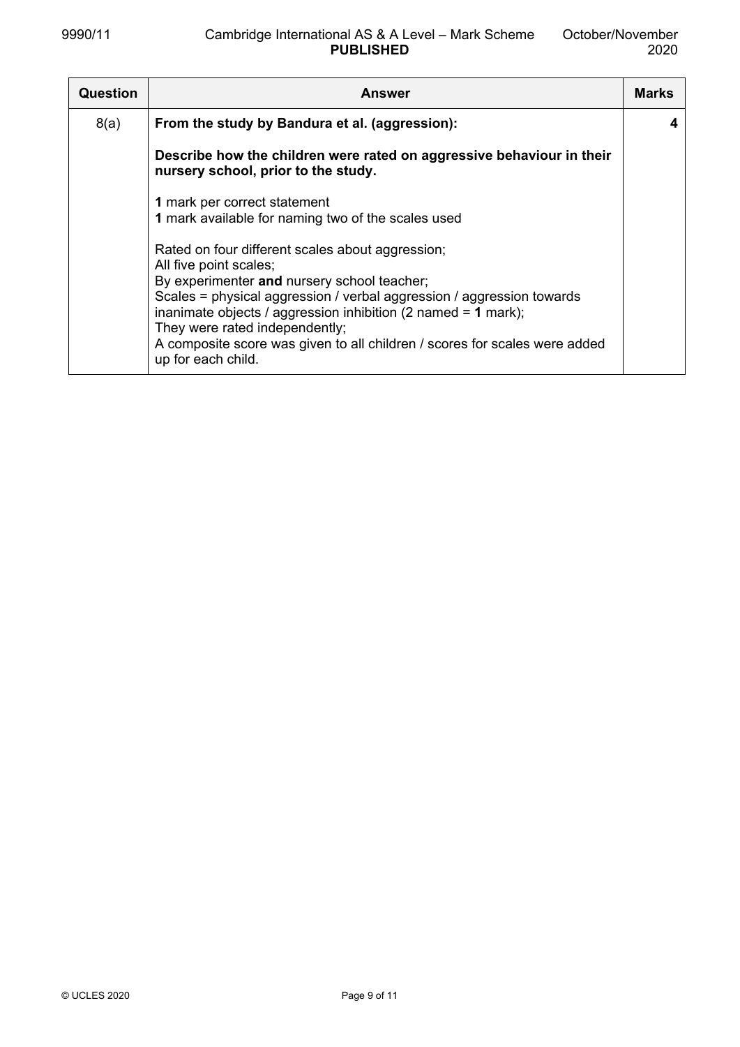| Question | Answer | Marks |
|---|---|---|
| 8(a) | **From the study by Bandura et al. (aggression):**<br><br>**Describe how the children were rated on aggressive behaviour in their nursery school, prior to the study.**<br><br>**1** mark per correct statement<br>**1** mark available for naming two of the scales used<br><br>Rated on four different scales about aggression;<br>All five point scales;<br>By experimenter **and** nursery school teacher;<br>Scales = physical aggression / verbal aggression / aggression towards inanimate objects / aggression inhibition (2 named = **1** mark);<br>They were rated independently;<br>A composite score was given to all children / scores for scales were added up for each child. | 4 |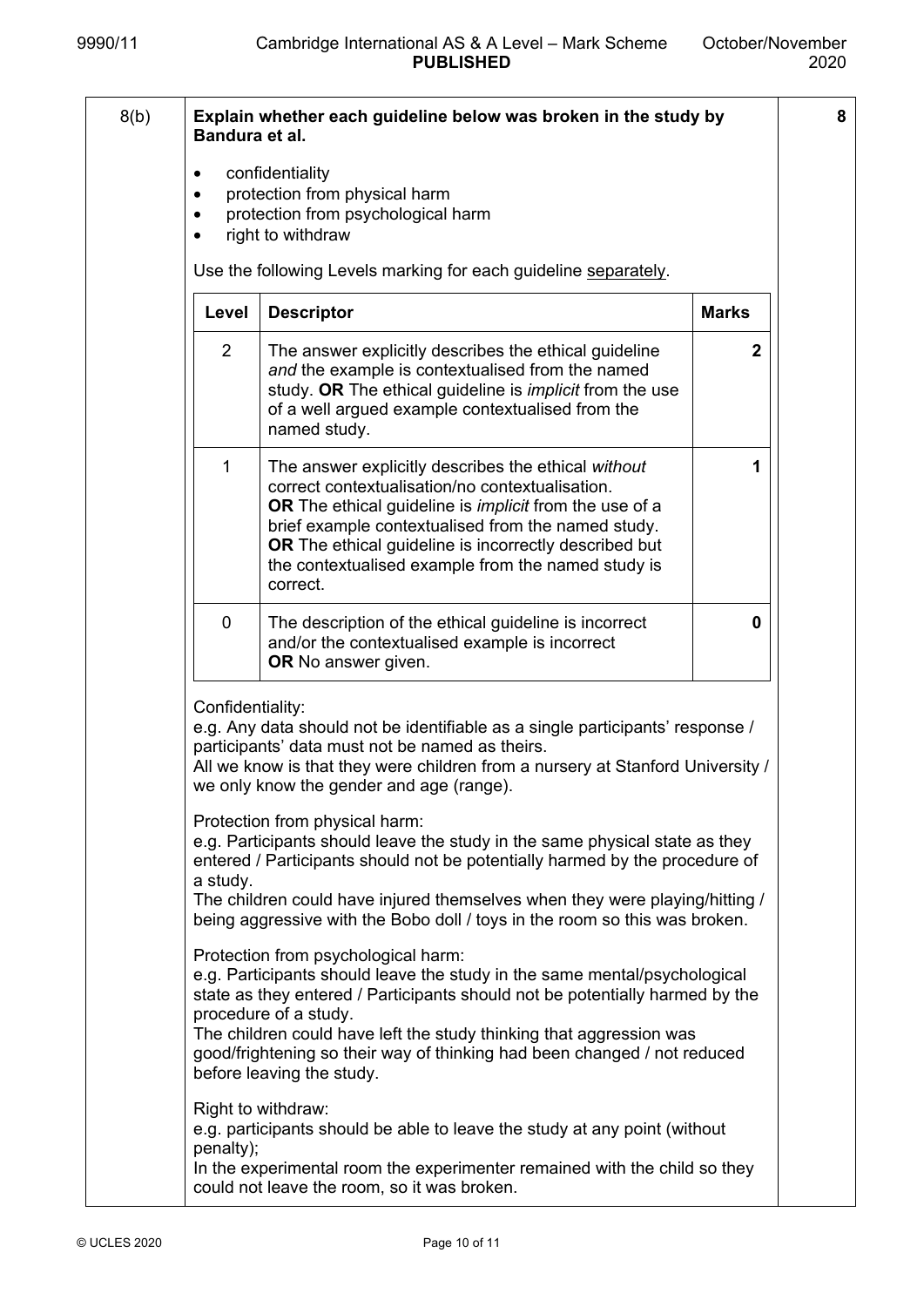| Question | Answer | Marks |
|---|---|---|
| 8(b) | **Explain whether each guideline below was broken in the study by Bandura et al.** | **8** |

- confidentiality
- protection from physical harm
- protection from psychological harm
- right to withdraw

Use the following Levels marking for each guideline separately.

| Level | Descriptor | Marks |
|---|---|---|
| 2 | The answer explicitly describes the ethical guideline *and* the example is contextualised from the named study. **OR** The ethical guideline is *implicit* from the use of a well argued example contextualised from the named study. | **2** |
| 1 | The answer explicitly describes the ethical *without* correct contextualisation/no contextualisation. **OR** The ethical guideline is *implicit* from the use of a brief example contextualised from the named study. **OR** The ethical guideline is incorrectly described but the contextualised example from the named study is correct. | **1** |
| 0 | The description of the ethical guideline is incorrect and/or the contextualised example is incorrect **OR** No answer given. | **0** |

Confidentiality:
e.g. Any data should not be identifiable as a single participants' response / participants' data must not be named as theirs.
All we know is that they were children from a nursery at Stanford University / we only know the gender and age (range).

Protection from physical harm:
e.g. Participants should leave the study in the same physical state as they entered / Participants should not be potentially harmed by the procedure of a study.
The children could have injured themselves when they were playing/hitting / being aggressive with the Bobo doll / toys in the room so this was broken.

Protection from psychological harm:
e.g. Participants should leave the study in the same mental/psychological state as they entered / Participants should not be potentially harmed by the procedure of a study.
The children could have left the study thinking that aggression was good/frightening so their way of thinking had been changed / not reduced before leaving the study.

Right to withdraw:
e.g. participants should be able to leave the study at any point (without penalty);
In the experimental room the experimenter remained with the child so they could not leave the room, so it was broken.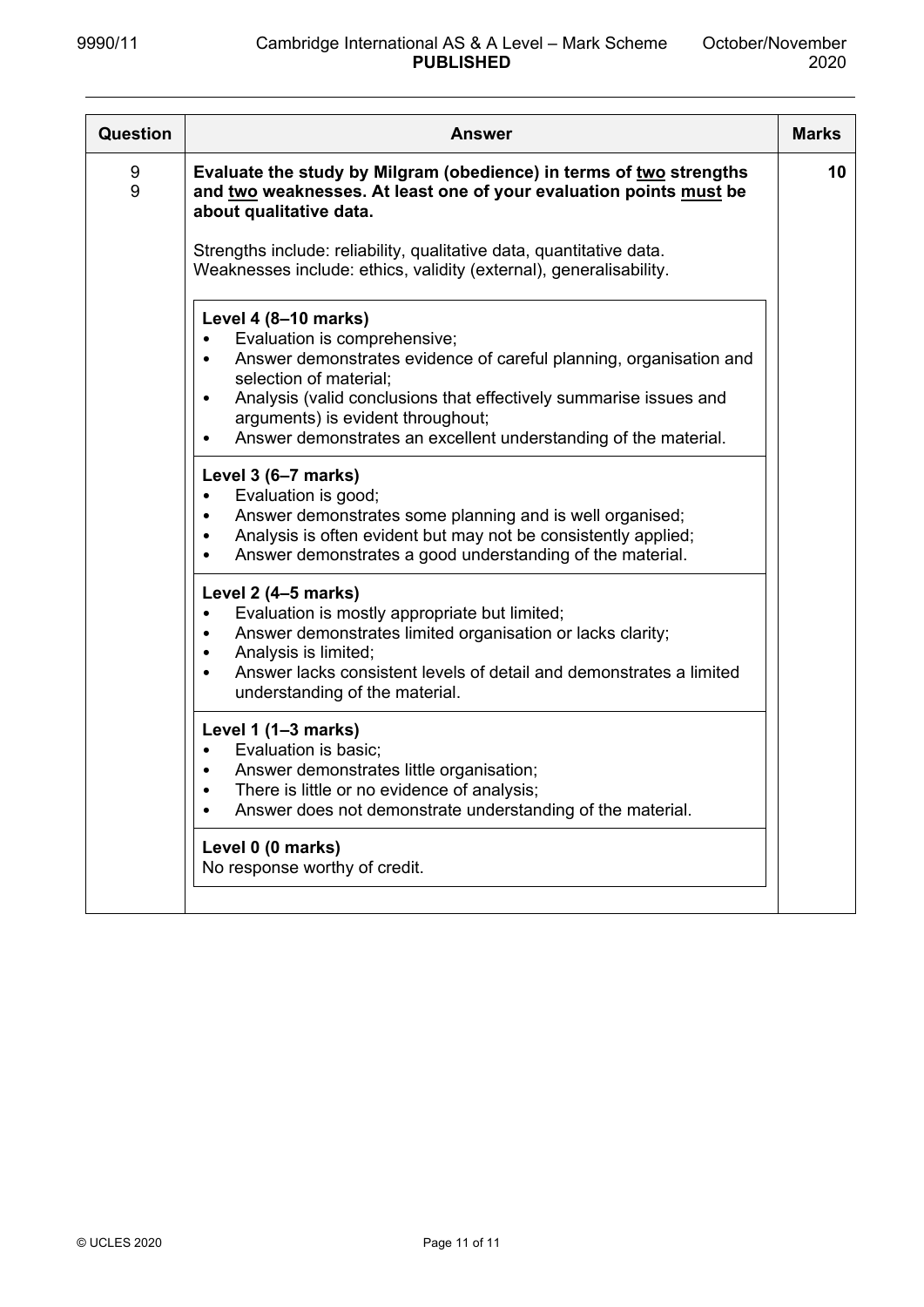| Question | Answer | Marks |
|---|---|---|
| 9 | **Evaluate the study by Milgram (obedience) in terms of two strengths and two weaknesses. At least one of your evaluation points must be about qualitative data.**<br><br>Strengths include: reliability, qualitative data, quantitative data.<br>Weaknesses include: ethics, validity (external), generalisability.<br><br>**Level 4 (8–10 marks)**<br>• Evaluation is comprehensive;<br>• Answer demonstrates evidence of careful planning, organisation and selection of material;<br>• Analysis (valid conclusions that effectively summarise issues and arguments) is evident throughout;<br>• Answer demonstrates an excellent understanding of the material.<br><br>**Level 3 (6–7 marks)**<br>• Evaluation is good;<br>• Answer demonstrates some planning and is well organised;<br>• Analysis is often evident but may not be consistently applied;<br>• Answer demonstrates a good understanding of the material.<br><br>**Level 2 (4–5 marks)**<br>• Evaluation is mostly appropriate but limited;<br>• Answer demonstrates limited organisation or lacks clarity;<br>• Analysis is limited;<br>• Answer lacks consistent levels of detail and demonstrates a limited understanding of the material.<br><br>**Level 1 (1–3 marks)**<br>• Evaluation is basic;<br>• Answer demonstrates little organisation;<br>• There is little or no evidence of analysis;<br>• Answer does not demonstrate understanding of the material.<br><br>**Level 0 (0 marks)**<br>No response worthy of credit. | 10 |